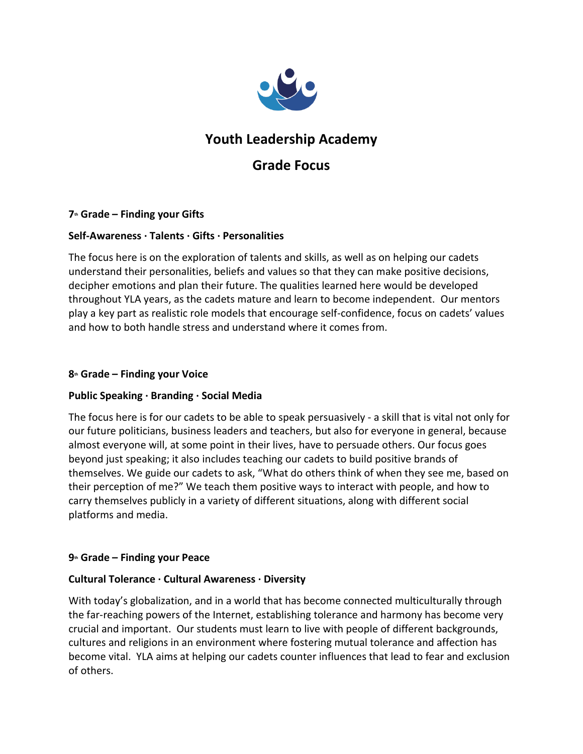# Youth Leadership Academy

## Grade Focus

### 7th Grade – Finding your Gifts

**Self-Awareness · Talents · Gifts · Personalities**

The focus here is on the exploration of talents and skills, as well as on helping our cadets understand their personalities, beliefs and values so that they can make positive decisions, decipher emotions and plan their future. The qualities learned here would be developed throughout YLA years, as the cadets mature and learn to become independent. Our mentors play a key part as realistic role models that encourage self-confidence, focus on cadets' values and how to both handle stress and understand where it comes from.

### 8th Grade – Finding your Voice

**Public Speaking · Branding · Social Media**

The focus here is for our cadets to be able to speak persuasively - a skill that is vital not only for our future politicians, business leaders and teachers, but also for everyone in general, because almost everyone will, at some point in their lives, have to persuade others. Our focus goes beyond just speaking; it also includes teaching our cadets to build positive brands of themselves. We guide our cadets to ask, "What do others think of when they see me, based on their perception of me?" We teach them positive ways to interact with people, and how to carry themselves publicly in a variety of different situations, along with different social platforms and media.

### 9th Grade – Finding your Peace

**Cultural Tolerance · Cultural Awareness · Diversity**

With today's globalization, and in a world that has become connected multiculturally through the far-reaching powers of the Internet, establishing tolerance and harmony has become very crucial and important. Our students must learn to live with people of different backgrounds, cultures and religions in an environment where fostering mutual tolerance and affection has become vital. YLA aims at helping our cadets counter influences that lead to fear and exclusion of others.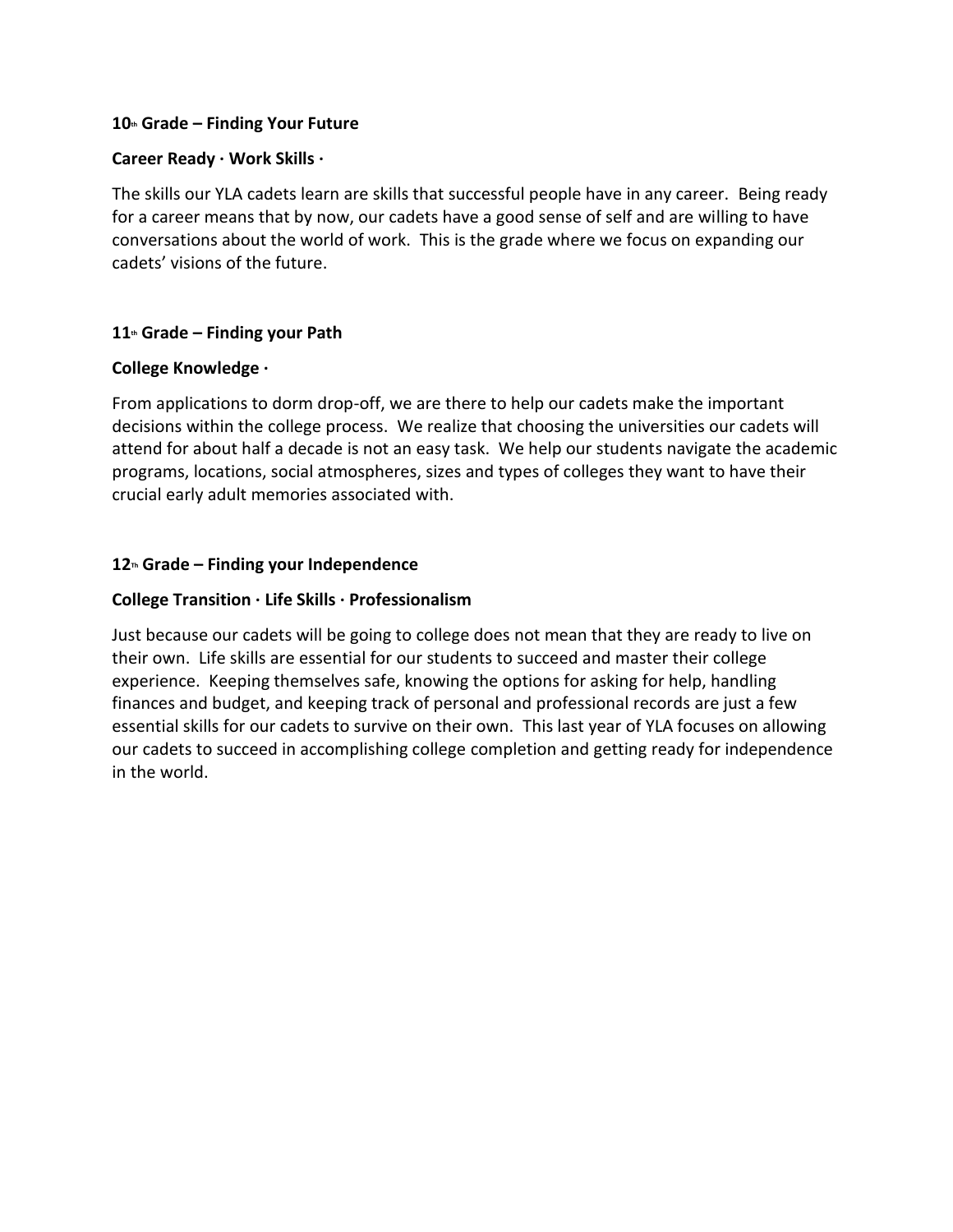**10th Grade – Finding Your Future**

**Career Ready · Work Skills ·**

The skills our YLA cadets learn are skills that successful people have in any career. Being ready for a career means that by now, our cadets have a good sense of self and are willing to have conversations about the world of work. This is the grade where we focus on expanding our cadets' visions of the future.

**11th Grade – Finding your Path**

**College Knowledge ·**

From applications to dorm drop-off, we are there to help our cadets make the important decisions within the college process. We realize that choosing the universities our cadets will attend for about half a decade is not an easy task. We help our students navigate the academic programs, locations, social atmospheres, sizes and types of colleges they want to have their crucial early adult memories associated with.

**12Th Grade – Finding your Independence**

**College Transition · Life Skills · Professionalism**

Just because our cadets will be going to college does not mean that they are ready to live on their own. Life skills are essential for our students to succeed and master their college experience. Keeping themselves safe, knowing the options for asking for help, handling finances and budget, and keeping track of personal and professional records are just a few essential skills for our cadets to survive on their own. This last year of YLA focuses on allowing our cadets to succeed in accomplishing college completion and getting ready for independence in the world.